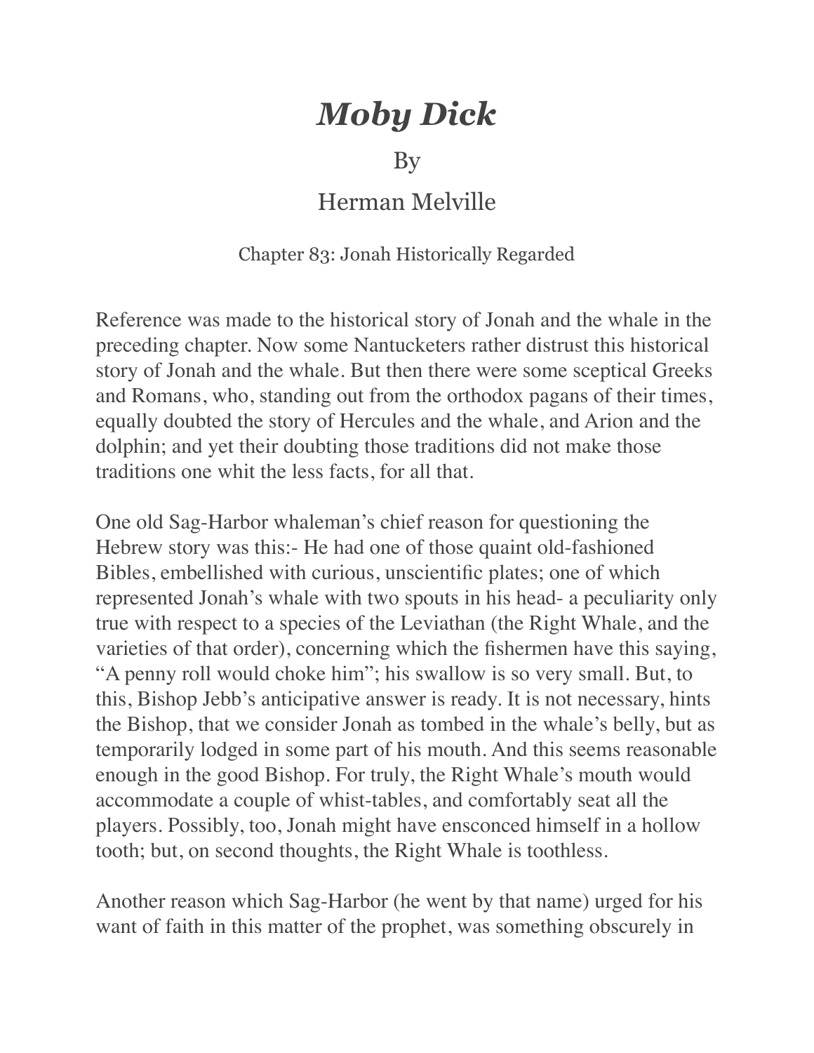# *Moby Dick*

By

Herman Melville

Chapter 83: Jonah Historically Regarded

Reference was made to the historical story of Jonah and the whale in the preceding chapter. Now some Nantucketers rather distrust this historical story of Jonah and the whale. But then there were some sceptical Greeks and Romans, who, standing out from the orthodox pagans of their times, equally doubted the story of Hercules and the whale, and Arion and the dolphin; and yet their doubting those traditions did not make those traditions one whit the less facts, for all that.

One old Sag-Harbor whaleman's chief reason for questioning the Hebrew story was this:- He had one of those quaint old-fashioned Bibles, embellished with curious, unscientific plates; one of which represented Jonah's whale with two spouts in his head- a peculiarity only true with respect to a species of the Leviathan (the Right Whale, and the varieties of that order), concerning which the fishermen have this saying, "A penny roll would choke him"; his swallow is so very small. But, to this, Bishop Jebb's anticipative answer is ready. It is not necessary, hints the Bishop, that we consider Jonah as tombed in the whale's belly, but as temporarily lodged in some part of his mouth. And this seems reasonable enough in the good Bishop. For truly, the Right Whale's mouth would accommodate a couple of whist-tables, and comfortably seat all the players. Possibly, too, Jonah might have ensconced himself in a hollow tooth; but, on second thoughts, the Right Whale is toothless.

Another reason which Sag-Harbor (he went by that name) urged for his want of faith in this matter of the prophet, was something obscurely in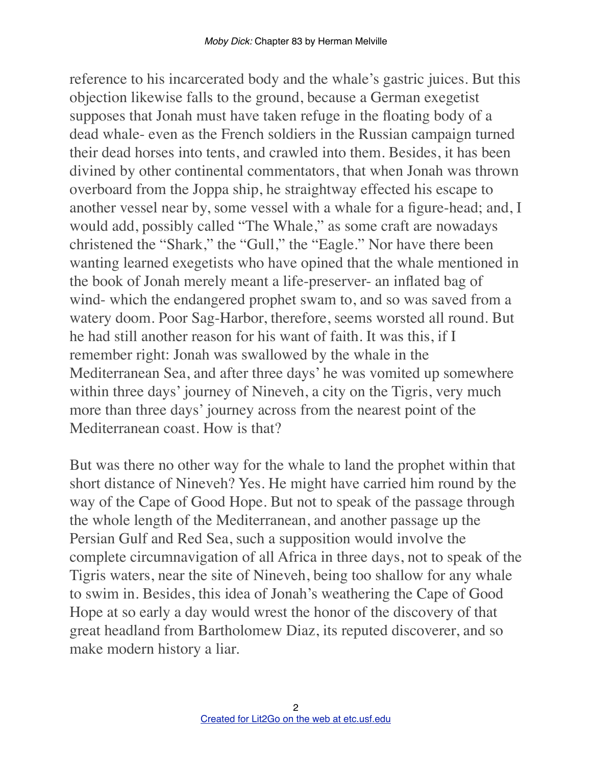reference to his incarcerated body and the whale's gastric juices. But this objection likewise falls to the ground, because a German exegetist supposes that Jonah must have taken refuge in the floating body of a dead whale- even as the French soldiers in the Russian campaign turned their dead horses into tents, and crawled into them. Besides, it has been divined by other continental commentators, that when Jonah was thrown overboard from the Joppa ship, he straightway effected his escape to another vessel near by, some vessel with a whale for a figure-head; and, I would add, possibly called "The Whale," as some craft are nowadays christened the "Shark," the "Gull," the "Eagle." Nor have there been wanting learned exegetists who have opined that the whale mentioned in the book of Jonah merely meant a life-preserver- an inflated bag of wind- which the endangered prophet swam to, and so was saved from a watery doom. Poor Sag-Harbor, therefore, seems worsted all round. But he had still another reason for his want of faith. It was this, if I remember right: Jonah was swallowed by the whale in the Mediterranean Sea, and after three days' he was vomited up somewhere within three days' journey of Nineveh, a city on the Tigris, very much more than three days' journey across from the nearest point of the Mediterranean coast. How is that?

But was there no other way for the whale to land the prophet within that short distance of Nineveh? Yes. He might have carried him round by the way of the Cape of Good Hope. But not to speak of the passage through the whole length of the Mediterranean, and another passage up the Persian Gulf and Red Sea, such a supposition would involve the complete circumnavigation of all Africa in three days, not to speak of the Tigris waters, near the site of Nineveh, being too shallow for any whale to swim in. Besides, this idea of Jonah's weathering the Cape of Good Hope at so early a day would wrest the honor of the discovery of that great headland from Bartholomew Diaz, its reputed discoverer, and so make modern history a liar.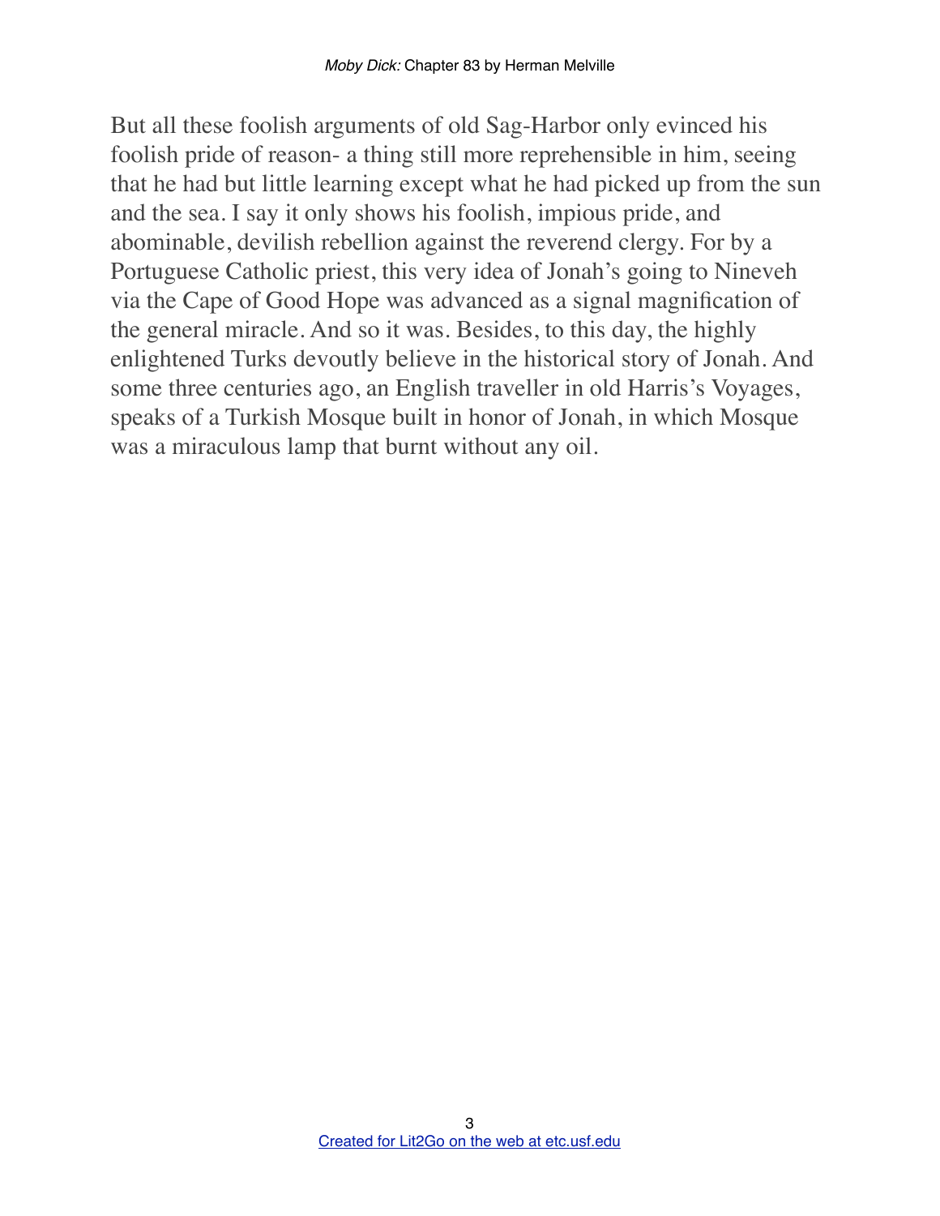But all these foolish arguments of old Sag-Harbor only evinced his foolish pride of reason- a thing still more reprehensible in him, seeing that he had but little learning except what he had picked up from the sun and the sea. I say it only shows his foolish, impious pride, and abominable, devilish rebellion against the reverend clergy. For by a Portuguese Catholic priest, this very idea of Jonah's going to Nineveh via the Cape of Good Hope was advanced as a signal magnification of the general miracle. And so it was. Besides, to this day, the highly enlightened Turks devoutly believe in the historical story of Jonah. And some three centuries ago, an English traveller in old Harris's Voyages, speaks of a Turkish Mosque built in honor of Jonah, in which Mosque was a miraculous lamp that burnt without any oil.